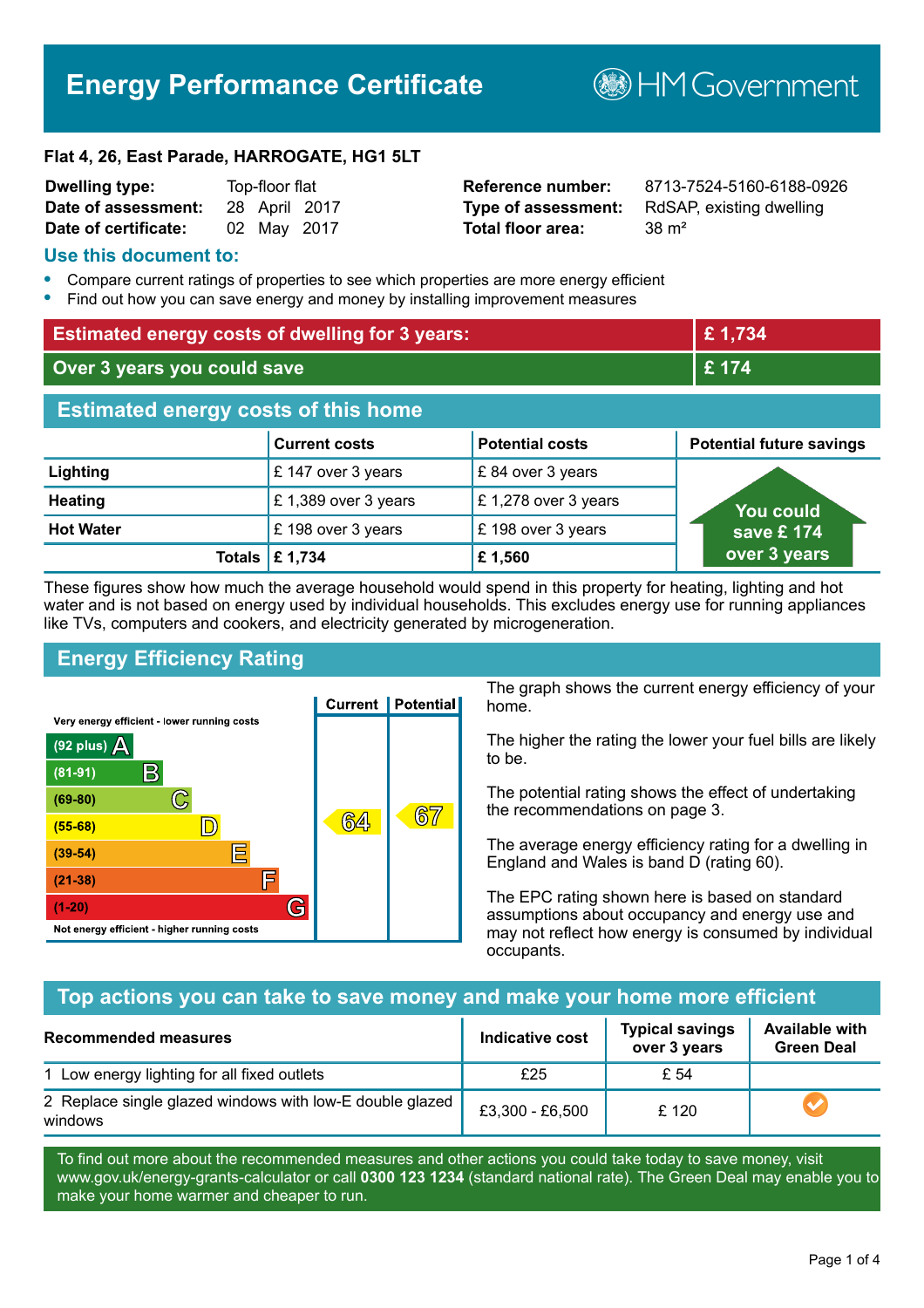# Energy Performance Certificate

HM Government

**Flat 4, 26, East Parade, HARROGATE, HG1 5LT**

| | | | |
|---|---|---|---|
| **Dwelling type:** | Top-floor flat | **Reference number:** | 8713-7524-5160-6188-0926 |
| **Date of assessment:** | 28 April 2017 | **Type of assessment:** | RdSAP, existing dwelling |
| **Date of certificate:** | 02 May 2017 | **Total floor area:** | 38 m² |

## Use this document to:

- Compare current ratings of properties to see which properties are more energy efficient
- Find out how you can save energy and money by installing improvement measures

| | |
|---|---|
| **Estimated energy costs of dwelling for 3 years:** | **£ 1,734** |
| **Over 3 years you could save** | **£ 174** |

## Estimated energy costs of this home

| | Current costs | Potential costs | Potential future savings |
|---|---|---|---|
| **Lighting** | £ 147 over 3 years | £ 84 over 3 years | You could save £ 174 over 3 years |
| **Heating** | £ 1,389 over 3 years | £ 1,278 over 3 years | |
| **Hot Water** | £ 198 over 3 years | £ 198 over 3 years | |
| **Totals** | **£ 1,734** | **£ 1,560** | |

These figures show how much the average household would spend in this property for heating, lighting and hot water and is not based on energy used by individual households. This excludes energy use for running appliances like TVs, computers and cookers, and electricity generated by microgeneration.

## Energy Efficiency Rating

| Rating band | Current | Potential |
|---|---|---|
| Very energy efficient - lower running costs | | |
| (92 plus) A | | |
| (81-91) B | | |
| (69-80) C | | |
| (55-68) D | 64 | 67 |
| (39-54) E | | |
| (21-38) F | | |
| (1-20) G | | |
| Not energy efficient - higher running costs | | |

The graph shows the current energy efficiency of your home.

The higher the rating the lower your fuel bills are likely to be.

The potential rating shows the effect of undertaking the recommendations on page 3.

The average energy efficiency rating for a dwelling in England and Wales is band D (rating 60).

The EPC rating shown here is based on standard assumptions about occupancy and energy use and may not reflect how energy is consumed by individual occupants.

## Top actions you can take to save money and make your home more efficient

| Recommended measures | Indicative cost | Typical savings over 3 years | Available with Green Deal |
|---|---|---|---|
| 1 Low energy lighting for all fixed outlets | £25 | £ 54 | |
| 2 Replace single glazed windows with low-E double glazed windows | £3,300 - £6,500 | £ 120 | ✓ |

To find out more about the recommended measures and other actions you could take today to save money, visit www.gov.uk/energy-grants-calculator or call **0300 123 1234** (standard national rate). The Green Deal may enable you to make your home warmer and cheaper to run.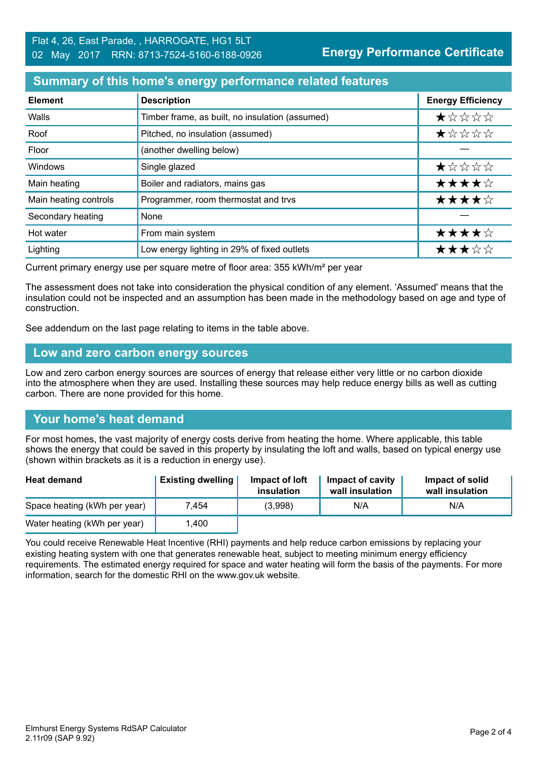## Summary of this home's energy performance related features

| Element | Description | Energy Efficiency |
|---|---|---|
| Walls | Timber frame, as built, no insulation (assumed) | ★☆☆☆☆ |
| Roof | Pitched, no insulation (assumed) | ★☆☆☆☆ |
| Floor | (another dwelling below) | — |
| Windows | Single glazed | ★☆☆☆☆ |
| Main heating | Boiler and radiators, mains gas | ★★★★☆ |
| Main heating controls | Programmer, room thermostat and trvs | ★★★★☆ |
| Secondary heating | None | — |
| Hot water | From main system | ★★★★☆ |
| Lighting | Low energy lighting in 29% of fixed outlets | ★★★☆☆ |

Current primary energy use per square metre of floor area: 355 kWh/m² per year

The assessment does not take into consideration the physical condition of any element. 'Assumed' means that the insulation could not be inspected and an assumption has been made in the methodology based on age and type of construction.

See addendum on the last page relating to items in the table above.

## Low and zero carbon energy sources

Low and zero carbon energy sources are sources of energy that release either very little or no carbon dioxide into the atmosphere when they are used. Installing these sources may help reduce energy bills as well as cutting carbon. There are none provided for this home.

## Your home's heat demand

For most homes, the vast majority of energy costs derive from heating the home. Where applicable, this table shows the energy that could be saved in this property by insulating the loft and walls, based on typical energy use (shown within brackets as it is a reduction in energy use).

| Heat demand | Existing dwelling | Impact of loft insulation | Impact of cavity wall insulation | Impact of solid wall insulation |
|---|---|---|---|---|
| Space heating (kWh per year) | 7,454 | (3,998) | N/A | N/A |
| Water heating (kWh per year) | 1,400 | | | |

You could receive Renewable Heat Incentive (RHI) payments and help reduce carbon emissions by replacing your existing heating system with one that generates renewable heat, subject to meeting minimum energy efficiency requirements. The estimated energy required for space and water heating will form the basis of the payments. For more information, search for the domestic RHI on the www.gov.uk website.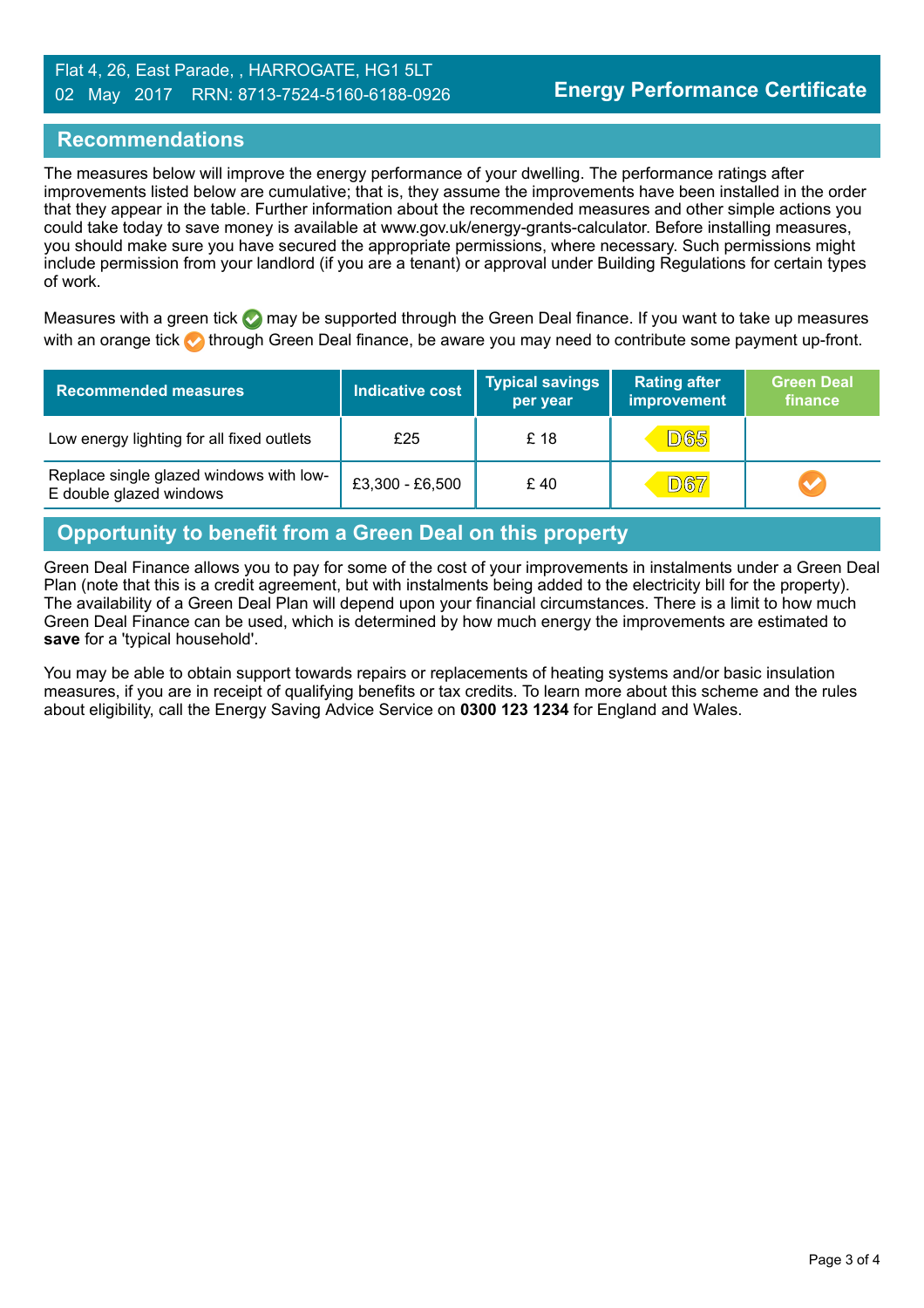Flat 4, 26, East Parade, , HARROGATE, HG1 5LT
02 May 2017 RRN: 8713-7524-5160-6188-0926

**Energy Performance Certificate**

## Recommendations

The measures below will improve the energy performance of your dwelling. The performance ratings after improvements listed below are cumulative; that is, they assume the improvements have been installed in the order that they appear in the table. Further information about the recommended measures and other simple actions you could take today to save money is available at www.gov.uk/energy-grants-calculator. Before installing measures, you should make sure you have secured the appropriate permissions, where necessary. Such permissions might include permission from your landlord (if you are a tenant) or approval under Building Regulations for certain types of work.

Measures with a green tick ✓ may be supported through the Green Deal finance. If you want to take up measures with an orange tick ✓ through Green Deal finance, be aware you may need to contribute some payment up-front.

| Recommended measures | Indicative cost | Typical savings per year | Rating after improvement | Green Deal finance |
|---|---|---|---|---|
| Low energy lighting for all fixed outlets | £25 | £ 18 | D65 | |
| Replace single glazed windows with low-E double glazed windows | £3,300 - £6,500 | £ 40 | D67 | ✓ (orange) |

## Opportunity to benefit from a Green Deal on this property

Green Deal Finance allows you to pay for some of the cost of your improvements in instalments under a Green Deal Plan (note that this is a credit agreement, but with instalments being added to the electricity bill for the property). The availability of a Green Deal Plan will depend upon your financial circumstances. There is a limit to how much Green Deal Finance can be used, which is determined by how much energy the improvements are estimated to **save** for a 'typical household'.

You may be able to obtain support towards repairs or replacements of heating systems and/or basic insulation measures, if you are in receipt of qualifying benefits or tax credits. To learn more about this scheme and the rules about eligibility, call the Energy Saving Advice Service on **0300 123 1234** for England and Wales.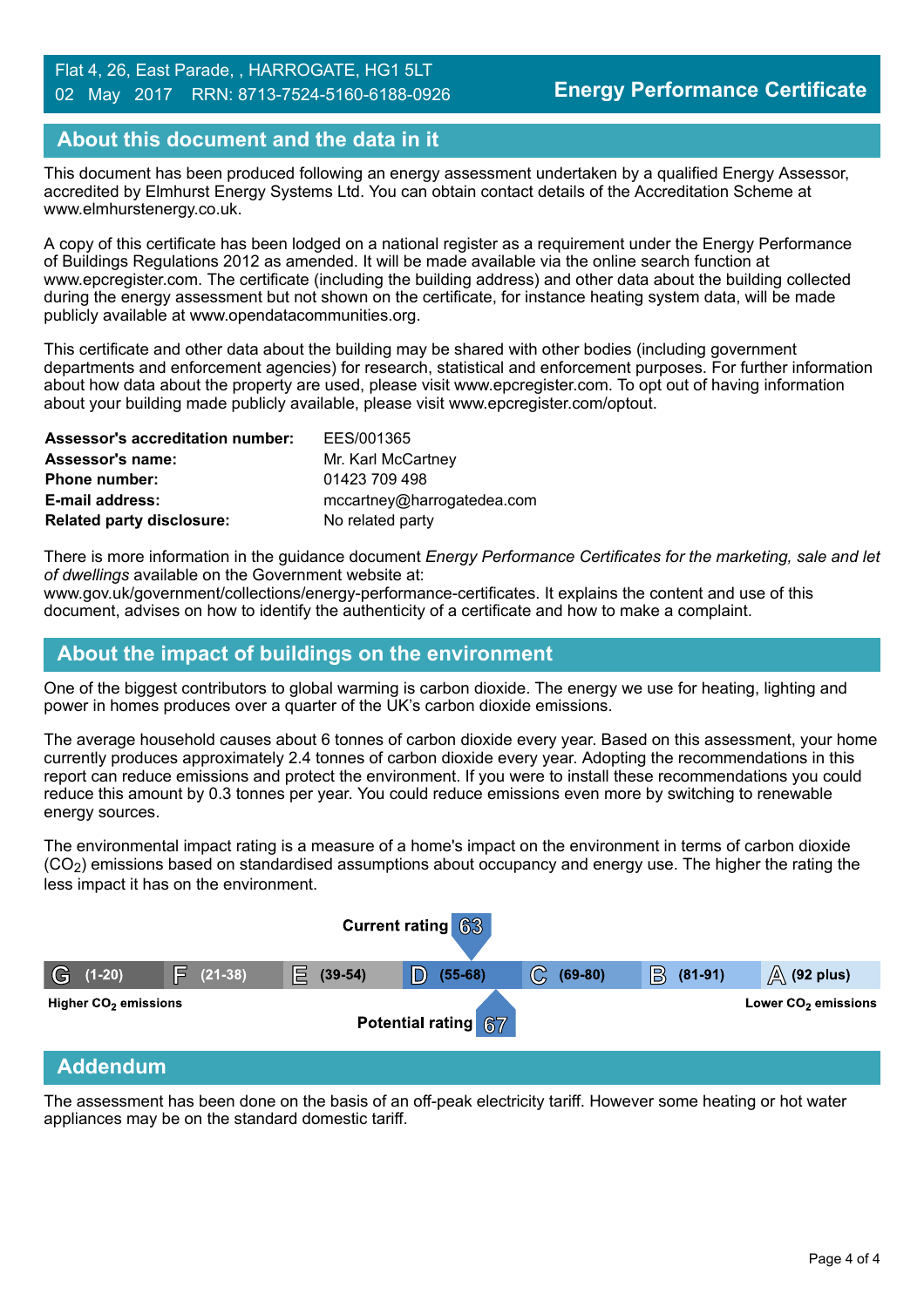Flat 4, 26, East Parade, , HARROGATE, HG1 5LT
02 May 2017 RRN: 8713-7524-5160-6188-0926

**Energy Performance Certificate**

## About this document and the data in it

This document has been produced following an energy assessment undertaken by a qualified Energy Assessor, accredited by Elmhurst Energy Systems Ltd. You can obtain contact details of the Accreditation Scheme at www.elmhurstenergy.co.uk.

A copy of this certificate has been lodged on a national register as a requirement under the Energy Performance of Buildings Regulations 2012 as amended. It will be made available via the online search function at www.epcregister.com. The certificate (including the building address) and other data about the building collected during the energy assessment but not shown on the certificate, for instance heating system data, will be made publicly available at www.opendatacommunities.org.

This certificate and other data about the building may be shared with other bodies (including government departments and enforcement agencies) for research, statistical and enforcement purposes. For further information about how data about the property are used, please visit www.epcregister.com. To opt out of having information about your building made publicly available, please visit www.epcregister.com/optout.

| | |
|---|---|
| **Assessor's accreditation number:** | EES/001365 |
| **Assessor's name:** | Mr. Karl McCartney |
| **Phone number:** | 01423 709 498 |
| **E-mail address:** | mccartney@harrogatedea.com |
| **Related party disclosure:** | No related party |

There is more information in the guidance document *Energy Performance Certificates for the marketing, sale and let of dwellings* available on the Government website at: www.gov.uk/government/collections/energy-performance-certificates. It explains the content and use of this document, advises on how to identify the authenticity of a certificate and how to make a complaint.

## About the impact of buildings on the environment

One of the biggest contributors to global warming is carbon dioxide. The energy we use for heating, lighting and power in homes produces over a quarter of the UK's carbon dioxide emissions.

The average household causes about 6 tonnes of carbon dioxide every year. Based on this assessment, your home currently produces approximately 2.4 tonnes of carbon dioxide every year. Adopting the recommendations in this report can reduce emissions and protect the environment. If you were to install these recommendations you could reduce this amount by 0.3 tonnes per year. You could reduce emissions even more by switching to renewable energy sources.

The environmental impact rating is a measure of a home's impact on the environment in terms of carbon dioxide ($CO_2$) emissions based on standardised assumptions about occupancy and energy use. The higher the rating the less impact it has on the environment.

Current rating 63

G (1-20)
F (21-38)
E (39-54)
D (55-68)
C (69-80)
B (81-91)
A (92 plus)

Higher $CO_2$ emissions
Lower $CO_2$ emissions

Potential rating 67

## Addendum

The assessment has been done on the basis of an off-peak electricity tariff. However some heating or hot water appliances may be on the standard domestic tariff.